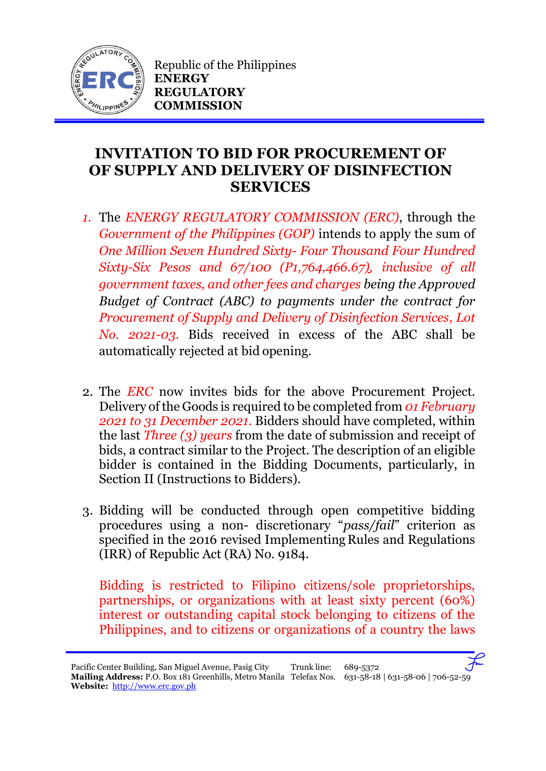Republic of the Philippines
**ENERGY REGULATORY COMMISSION**

# INVITATION TO BID FOR PROCUREMENT OF OF SUPPLY AND DELIVERY OF DISINFECTION SERVICES

1. The *ENERGY REGULATORY COMMISSION (ERC)*, through the *Government of the Philippines (GOP)* intends to apply the sum of *One Million Seven Hundred Sixty- Four Thousand Four Hundred Sixty-Six Pesos and 67/100 (P1,764,466.67), inclusive of all government taxes, and other fees and charges being the Approved Budget of Contract (ABC) to payments under the contract for Procurement of Supply and Delivery of Disinfection Services, Lot No. 2021-03.* Bids received in excess of the ABC shall be automatically rejected at bid opening.

2. The *ERC* now invites bids for the above Procurement Project. Delivery of the Goods is required to be completed from *01 February 2021 to 31 December 2021.* Bidders should have completed, within the last *Three (3) years* from the date of submission and receipt of bids, a contract similar to the Project. The description of an eligible bidder is contained in the Bidding Documents, particularly, in Section II (Instructions to Bidders).

3. Bidding will be conducted through open competitive bidding procedures using a non- discretionary "*pass/fail*" criterion as specified in the 2016 revised Implementing Rules and Regulations (IRR) of Republic Act (RA) No. 9184.

   Bidding is restricted to Filipino citizens/sole proprietorships, partnerships, or organizations with at least sixty percent (60%) interest or outstanding capital stock belonging to citizens of the Philippines, and to citizens or organizations of a country the laws

Pacific Center Building, San Miguel Avenue, Pasig City Trunk line: 689-5372
**Mailing Address:** P.O. Box 181 Greenhills, Metro Manila Telefax Nos. 631-58-18 | 631-58-06 | 706-52-59
**Website:** http://www.erc.gov.ph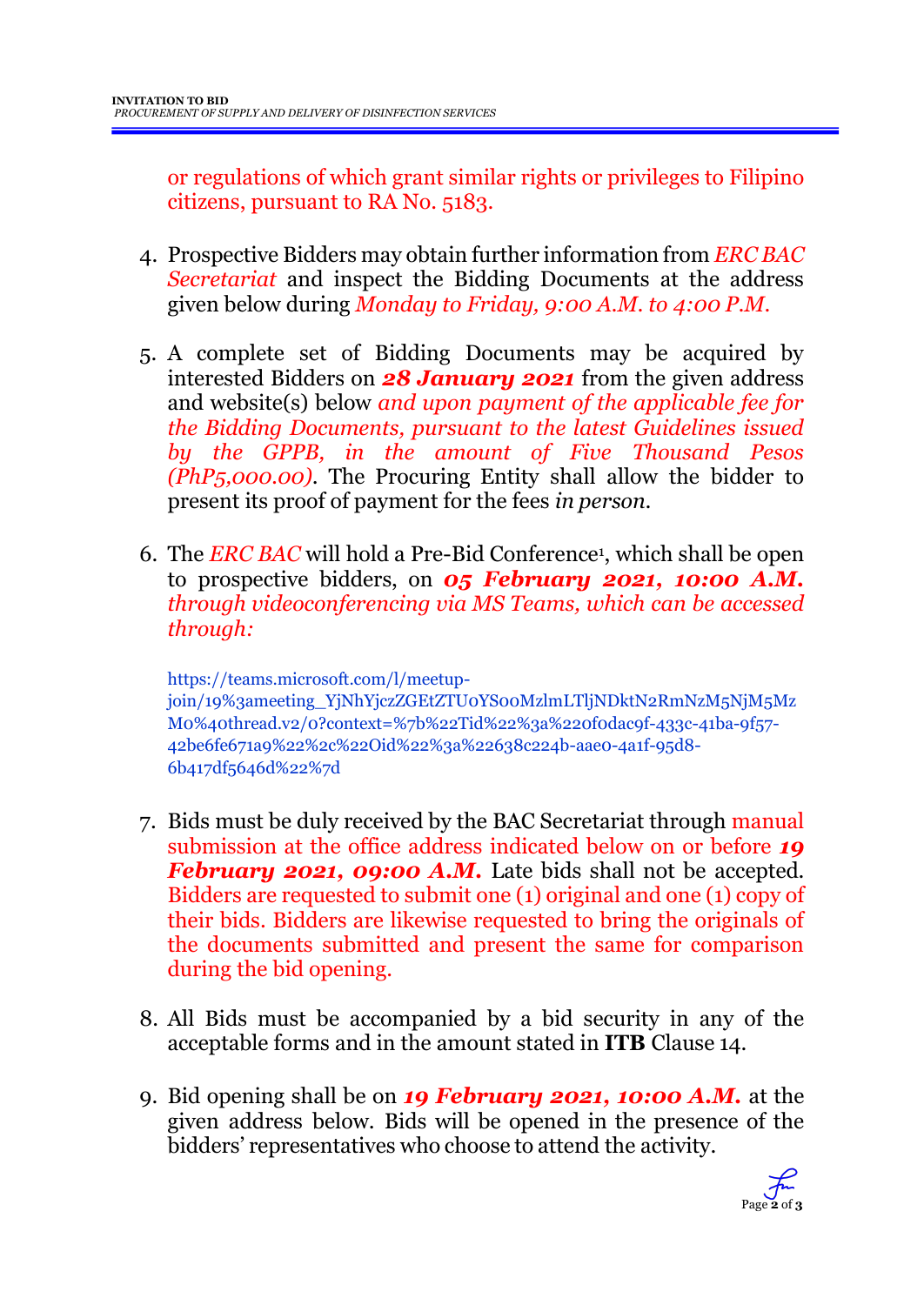or regulations of which grant similar rights or privileges to Filipino citizens, pursuant to RA No. 5183.

4. Prospective Bidders may obtain further information from *ERC BAC Secretariat* and inspect the Bidding Documents at the address given below during *Monday to Friday, 9:00 A.M. to 4:00 P.M.*

5. A complete set of Bidding Documents may be acquired by interested Bidders on ***28 January 2021*** from the given address and website(s) below *and upon payment of the applicable fee for the Bidding Documents, pursuant to the latest Guidelines issued by the GPPB, in the amount of Five Thousand Pesos (PhP5,000.00)*. The Procuring Entity shall allow the bidder to present its proof of payment for the fees *in person*.

6. The *ERC BAC* will hold a Pre-Bid Conference[1], which shall be open to prospective bidders, on ***05 February 2021, 10:00 A.M.*** *through videoconferencing via MS Teams, which can be accessed through:*

   https://teams.microsoft.com/l/meetup-join/19%3ameeting_YjNhYjczZGEtZTU0YS00MzlmLTljNDktN2RmNzM5NjM5MzM0%40thread.v2/0?context=%7b%22Tid%22%3a%220f0dac9f-433c-41ba-9f57-42be6fe671a9%22%2c%22Oid%22%3a%22638c224b-aae0-4a1f-95d8-6b417df5646d%22%7d

7. Bids must be duly received by the BAC Secretariat through manual submission at the office address indicated below on or before ***19 February 2021, 09:00 A.M.*** Late bids shall not be accepted. Bidders are requested to submit one (1) original and one (1) copy of their bids. Bidders are likewise requested to bring the originals of the documents submitted and present the same for comparison during the bid opening.

8. All Bids must be accompanied by a bid security in any of the acceptable forms and in the amount stated in **ITB** Clause 14.

9. Bid opening shall be on ***19 February 2021, 10:00 A.M.*** at the given address below. Bids will be opened in the presence of the bidders' representatives who choose to attend the activity.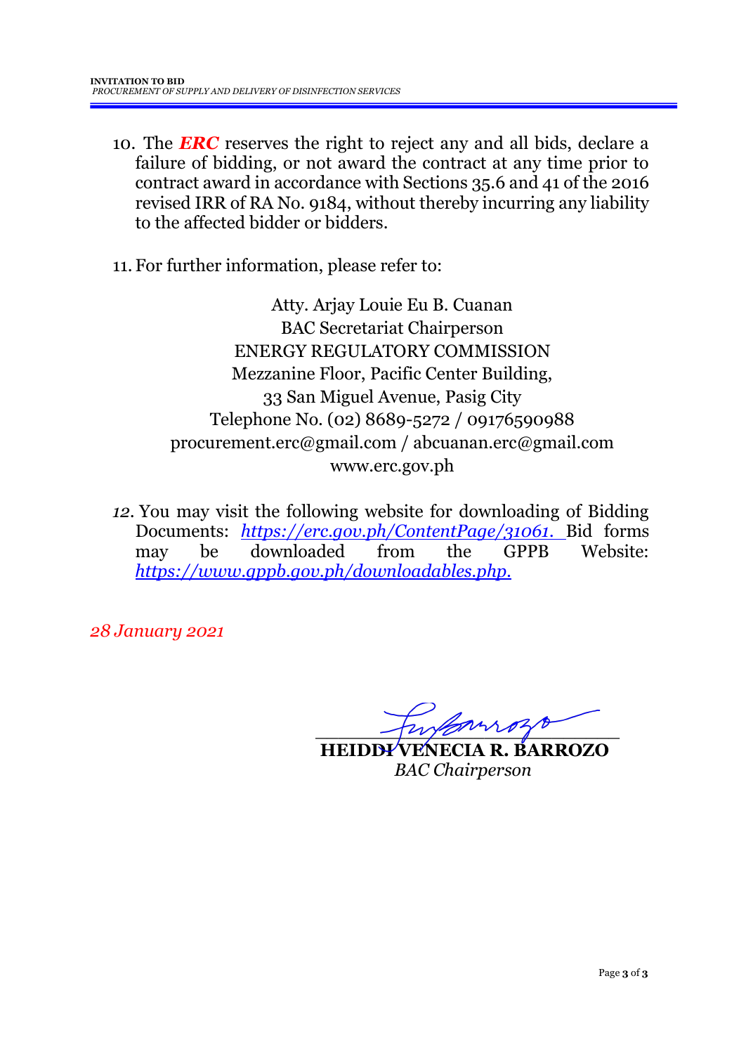10. The ***ERC*** reserves the right to reject any and all bids, declare a failure of bidding, or not award the contract at any time prior to contract award in accordance with Sections 35.6 and 41 of the 2016 revised IRR of RA No. 9184, without thereby incurring any liability to the affected bidder or bidders.

11. For further information, please refer to:

Atty. Arjay Louie Eu B. Cuanan
BAC Secretariat Chairperson
ENERGY REGULATORY COMMISSION
Mezzanine Floor, Pacific Center Building,
33 San Miguel Avenue, Pasig City
Telephone No. (02) 8689-5272 / 09176590988
procurement.erc@gmail.com / abcuanan.erc@gmail.com
www.erc.gov.ph

12. You may visit the following website for downloading of Bidding Documents: *https://erc.gov.ph/ContentPage/31061.* Bid forms may be downloaded from the GPPB Website: *https://www.gppb.gov.ph/downloadables.php.*

*28 January 2021*

**HEIDDI VENECIA R. BARROZO**
*BAC Chairperson*